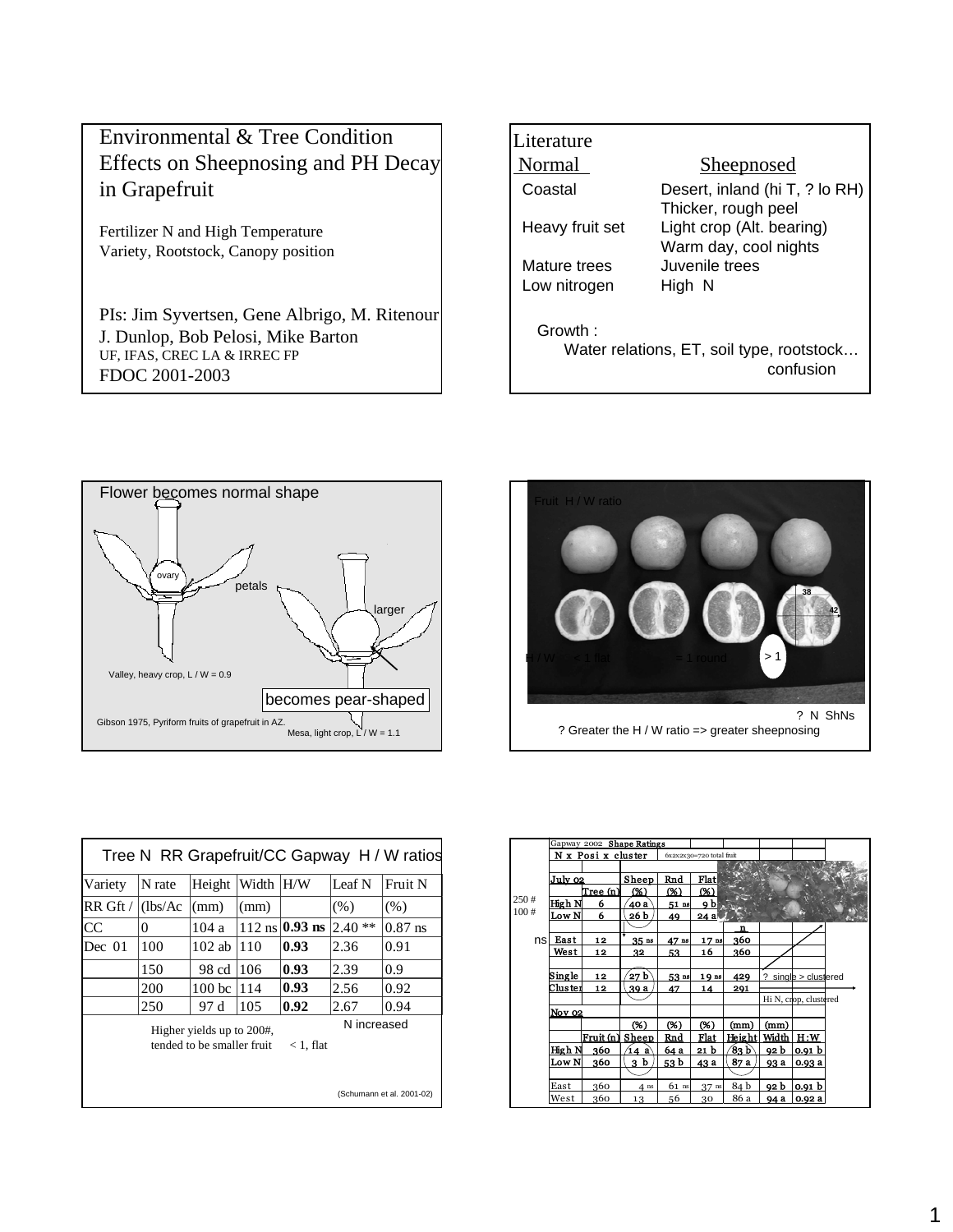# Environmental & Tree Condition Effects on Sheepnosing and PH Decay in Grapefruit

Fertilizer N and High Temperature
Variety, Rootstock, Canopy position

PIs: Jim Syvertsen, Gene Albrigo, M. Ritenour
J. Dunlop, Bob Pelosi, Mike Barton
UF, IFAS, CREC LA & IRREC FP
FDOC 2001-2003

---

## Literature

| Normal | Sheepnosed |
|---|---|
| Coastal | Desert, inland (hi T, ? lo RH) |
| | Thicker, rough peel |
| Heavy fruit set | Light crop (Alt. bearing) |
| | Warm day, cool nights |
| Mature trees | Juvenile trees |
| Low nitrogen | High N |

Growth :
Water relations, ET, soil type, rootstock… confusion

---

## Flower becomes normal shape

ovary
petals
larger

Valley, heavy crop, L / W = 0.9

becomes pear-shaped

Gibson 1975, Pyriform fruits of grapefruit in AZ.

Mesa, light crop, L / W = 1.1

---

Fruit H / W ratio

38
42

H / W < 1 flat = 1 round > 1

? N ShNs

? Greater the H / W ratio => greater sheepnosing

---

## Tree N RR Grapefruit/CC Gapway H / W ratios

| Variety | N rate | Height | Width | H/W | Leaf N | Fruit N |
|---|---|---|---|---|---|---|
| RR Gft / | (lbs/Ac | (mm) | (mm) | | (%) | (%) |
| CC | 0 | 104 a | 112 ns | **0.93 ns** | 2.40 ** | 0.87 ns |
| Dec 01 | 100 | 102 ab | 110 | **0.93** | 2.36 | 0.91 |
| | 150 | 98 cd | 106 | **0.93** | 2.39 | 0.9 |
| | 200 | 100 bc | 114 | **0.93** | 2.56 | 0.92 |
| | 250 | 97 d | 105 | **0.92** | 2.67 | 0.94 |

Higher yields up to 200#, tended to be smaller fruit

< 1, flat

N increased

(Schumann et al. 2001-02)

---

Gapway 2002 **Shape Ratings**

N x Posi x cluster — 6x2x2x30=720 total fruit

250 #
100 #

| July 02 | Tree (n) | Sheep (%) | Rnd (%) | Flat (%) | n |
|---|---|---|---|---|---|
| High N | 6 | 40 a | 51 ns | 9 b | |
| Low N | 6 | 26 b | 49 | 24 a | |
| ns East | 12 | 35 ns | 47 ns | 17 ns | 360 |
| West | 12 | 32 | 53 | 16 | 360 |
| Single | 12 | 27 b | 53 ns | 19 ns | 429 |
| Cluster | 12 | 39 a | 47 | 14 | 291 |

? single > clustered

Hi N, crop, clustered

| Nov 02 | Fruit (n) | Sheep (%) | Rnd (%) | Flat (%) | Height (mm) | Width (mm) | H:W |
|---|---|---|---|---|---|---|---|
| High N | 360 | 14 a | 64 a | 21 b | 83 b | 92 b | 0.91 b |
| Low N | 360 | 3 b | 53 b | 43 a | 87 a | 93 a | 0.93 a |
| East | 360 | 4 ns | 61 ns | 37 ns | 84 b | 92 b | 0.91 b |
| West | 360 | 13 | 56 | 30 | 86 a | 94 a | 0.92 a |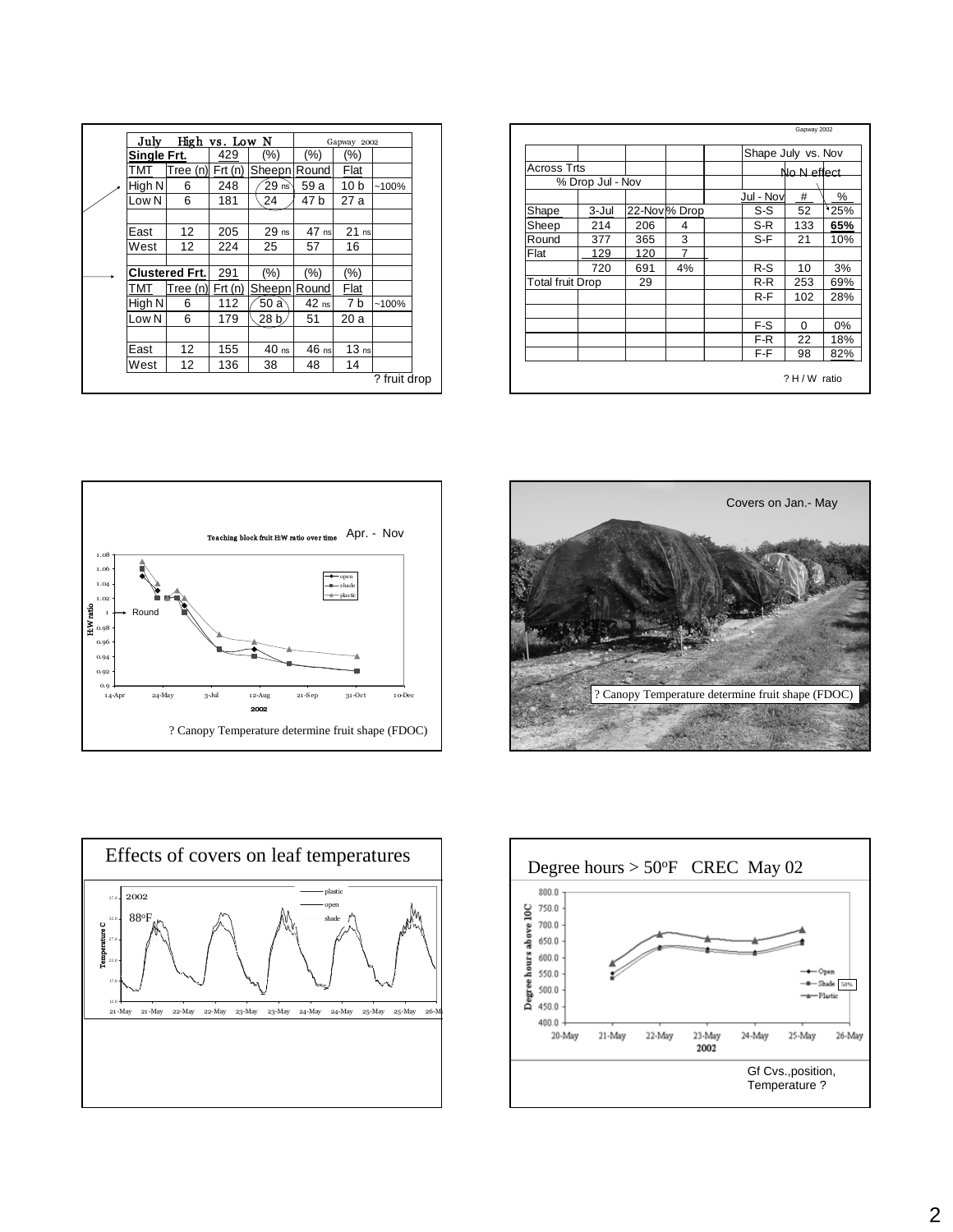## July High vs. Low N — Gapway 2002

| Single Frt. | | 429 | (%) | (%) | (%) | |
|---|---|---|---|---|---|---|
| TMT | Tree (n) | Frt (n) | Sheepn | Round | Flat | |
| High N | 6 | 248 | 29 ns | 59 a | 10 b | ~100% |
| Low N | 6 | 181 | 24 | 47 b | 27 a | |
| | | | | | | |
| East | 12 | 205 | 29 ns | 47 ns | 21 ns | |
| West | 12 | 224 | 25 | 57 | 16 | |
| | | | | | | |
| **Clustered Frt.** | | 291 | (%) | (%) | (%) | |
| TMT | Tree (n) | Frt (n) | Sheepn | Round | Flat | |
| High N | 6 | 112 | 50 a | 42 ns | 7 b | ~100% |
| Low N | 6 | 179 | 28 b | 51 | 20 a | |
| | | | | | | |
| East | 12 | 155 | 40 ns | 46 ns | 13 ns | |
| West | 12 | 136 | 38 | 48 | 14 | |

? fruit drop

---

Gapway 2002

| Across Trts | | | | | Shape July vs. Nov | | |
|---|---|---|---|---|---|---|---|
| % Drop Jul - Nov | | | | | No N effect | | |
| | | | | | Jul - Nov | # | % |
| Shape | 3-Jul | 22-Nov | % Drop | | S-S | 52 | 25% |
| Sheep | 214 | 206 | 4 | | S-R | 133 | **65%** |
| Round | 377 | 365 | 3 | | S-F | 21 | 10% |
| Flat | 129 | 120 | 7 | | | | |
| | 720 | 691 | 4% | | R-S | 10 | 3% |
| Total fruit Drop | | 29 | | | R-R | 253 | 69% |
| | | | | | R-F | 102 | 28% |
| | | | | | | | |
| | | | | | F-S | 0 | 0% |
| | | | | | F-R | 22 | 18% |
| | | | | | F-F | 98 | 82% |

? H / W ratio

---

Teaching block fruit H:W ratio over time — Apr. - Nov

Round

? Canopy Temperature determine fruit shape (FDOC)

---

Covers on Jan.- May

? Canopy Temperature determine fruit shape (FDOC)

---

## Effects of covers on leaf temperatures

2002

88°F

---

## Degree hours > 50°F CREC May 02

50%

Gf Cvs.,position, Temperature ?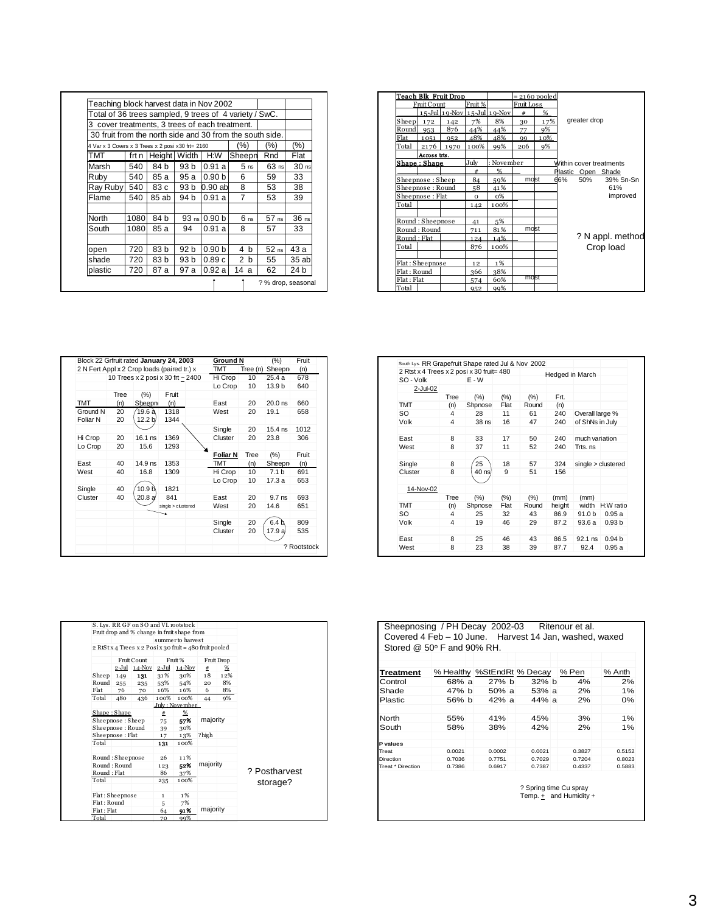## Teaching block harvest data in Nov 2002

Total of 36 trees sampled, 9 trees of 4 variety / SwC.
3 cover treatments, 3 trees of each treatment.
30 fruit from the north side and 30 from the south side.

| 4 Var x 3 Covers x 3 Trees x 2 posi x30 frt= 2160 | | | | | (%) | (%) | (%) |
|---|---|---|---|---|---|---|---|
| TMT | frt n | Height | Width | H:W | Sheepn | Rnd | Flat |
| Marsh | 540 | 84 b | 93 b | 0.91 a | 5 ns | 63 ns | 30 ns |
| Ruby | 540 | 85 a | 95 a | 0.90 b | 6 | 59 | 33 |
| Ray Ruby | 540 | 83 c | 93 b | 0.90 ab | 8 | 53 | 38 |
| Flame | 540 | 85 ab | 94 b | 0.91 a | 7 | 53 | 39 |
| | | | | | | | |
| North | 1080 | 84 b | 93 ns | 0.90 b | 6 ns | 57 ns | 36 ns |
| South | 1080 | 85 a | 94 | 0.91 a | 8 | 57 | 33 |
| | | | | | | | |
| open | 720 | 83 b | 92 b | 0.90 b | 4 b | 52 ns | 43 a |
| shade | 720 | 83 b | 93 b | 0.89 c | 2 b | 55 | 35 ab |
| plastic | 720 | 87 a | 97 a | 0.92 a | 14 a | 62 | 24 b |

? % drop, seasonal

## Teach Blk Fruit Drop

= 2160 pooled

| | Fruit Count | | Fruit % | | Fruit Loss | |
|---|---|---|---|---|---|---|
| | 15-Jul | 19-Nov | 15-Jul | 19-Nov | # | % |
| Sheep | 172 | 142 | 7% | 8% | 30 | 17% |
| Round | 953 | 876 | 44% | 44% | 77 | 9% |
| Flat | 1051 | 952 | 48% | 48% | 99 | 10% |
| Total | 2176 | 1970 | 100% | 99% | 206 | 9% |

greater drop

Across trts.

| Shape : Shape | July : November # | % | |
|---|---|---|---|
| Sheepnose : Sheep | 84 | 59% | most |
| Sheepnose : Round | 58 | 41% | |
| Sheepnose : Flat | 0 | 0% | |
| Total | 142 | 100% | |
| | | | |
| Round : Sheepnose | 41 | 5% | |
| Round : Round | 711 | 81% | most |
| Round : Flat | 124 | 14% | |
| Total | 876 | 100% | |
| | | | |
| Flat : Sheepnose | 12 | 1% | |
| Flat : Round | 366 | 38% | |
| Flat : Flat | 574 | 60% | most |
| Total | 952 | 99% | |

Within cover treatments

| Plastic | Open | Shade |
|---|---|---|
| 66% | 50% | 39% Sn-Sn |
| | | 61% improved |

? N appl. method
Crop load

## Block 22 Grfruit rated January 24, 2003

2 N Fert Appl x 2 Crop loads (paired tr.) x 10 Trees x 2 posi x 30 frt ~ 2400

| TMT | Tree (n) | (%) Sheepn | Fruit (n) |
|---|---|---|---|
| Ground N | 20 | 19.6 a | 1318 |
| Foliar N | 20 | 12.2 b | 1344 |
| | | | |
| Hi Crop | 20 | 16.1 ns | 1369 |
| Lo Crop | 20 | 15.6 | 1293 |
| | | | |
| East | 40 | 14.9 ns | 1353 |
| West | 40 | 16.8 | 1309 |
| | | | |
| Single | 40 | 10.9 b | 1821 |
| Cluster | 40 | 20.8 a | 841 |

single > clustered

| Ground N TMT | Tree (n) | (%) Sheepn | Fruit (n) |
|---|---|---|---|
| Hi Crop | 10 | 25.4 a | 678 |
| Lo Crop | 10 | 13.9 b | 640 |
| | | | |
| East | 20 | 20.0 ns | 660 |
| West | 20 | 19.1 | 658 |
| | | | |
| Single | 20 | 15.4 ns | 1012 |
| Cluster | 20 | 23.8 | 306 |

| Foliar N TMT | Tree (n) | (%) Sheepn | Fruit (n) |
|---|---|---|---|
| Hi Crop | 10 | 7.1 b | 691 |
| Lo Crop | 10 | 17.3 a | 653 |
| | | | |
| East | 20 | 9.7 ns | 693 |
| West | 20 | 14.6 | 651 |
| | | | |
| Single | 20 | 6.4 b | 809 |
| Cluster | 20 | 17.9 a | 535 |

? Rootstock

## South Lys. RR Grapefruit Shape rated Jul & Nov 2002

2 Rtst x 4 Trees x 2 posi x 30 fruit= 480
SO - Volk E - W
Hedged in March

2-Jul-02

| TMT | Tree (n) | (%) Shpnose | (%) Flat | (%) Round | Frt. (n) | |
|---|---|---|---|---|---|---|
| SO | 4 | 28 | 11 | 61 | 240 | Overall large % |
| Volk | 4 | 38 ns | 16 | 47 | 240 | of ShNs in July |
| | | | | | | |
| East | 8 | 33 | 17 | 50 | 240 | much variation |
| West | 8 | 37 | 11 | 52 | 240 | Trts. ns |
| | | | | | | |
| Single | 8 | 25 | 18 | 57 | 324 | single > clustered |
| Cluster | 8 | 40 ns | 9 | 51 | 156 | |

14-Nov-02

| TMT | Tree (n) | (%) Shpnose | (%) Flat | (%) Round | (mm) height | (mm) width | H:W ratio |
|---|---|---|---|---|---|---|---|
| SO | 4 | 25 | 32 | 43 | 86.9 | 91.0 b | 0.95 a |
| Volk | 4 | 19 | 46 | 29 | 87.2 | 93.6 a | 0.93 b |
| | | | | | | | |
| East | 8 | 25 | 46 | 43 | 86.5 | 92.1 ns | 0.94 b |
| West | 8 | 23 | 38 | 39 | 87.7 | 92.4 | 0.95 a |

## S. Lys. RR GF on SO and VL rootstock

Fruit drop and % change in fruit shape from summer to harvest
2 RtSt x 4 Trees x 2 Posi x 30 fruit = 480 fruit pooled

| | Fruit Count | | Fruit % | | Fruit Drop | |
|---|---|---|---|---|---|---|
| | 2-Jul | 14-Nov | 2-Jul | 14-Nov | # | % |
| Sheep | 149 | 131 | 31% | 30% | 18 | 12% |
| Round | 255 | 235 | 53% | 54% | 20 | 8% |
| Flat | 76 | 70 | 16% | 16% | 6 | 8% |
| Total | 480 | 436 | 100% | 100% | 44 | 9% |

| Shape : Shape | July : November # | % | |
|---|---|---|---|
| Sheepnose : Sheep | 75 | 57% | majority |
| Sheepnose : Round | 39 | 30% | |
| Sheepnose : Flat | 17 | 13% | ?high |
| Total | 131 | 100% | |
| | | | |
| Round : Sheepnose | 26 | 11% | |
| Round : Round | 123 | 52% | majority |
| Round : Flat | 86 | 37% | |
| Total | 235 | 100% | |
| | | | |
| Flat : Sheepnose | 1 | 1% | |
| Flat : Round | 5 | 7% | |
| Flat : Flat | 64 | 91% | majority |
| Total | 70 | 99% | |

? Postharvest storage?

## Sheepnosing / PH Decay 2002-03 Ritenour et al.

Covered 4 Feb – 10 June. Harvest 14 Jan, washed, waxed
Stored @ 50° F and 90% RH.

| Treatment | % Healthy | %StEndRt | % Decay | % Pen | % Anth |
|---|---|---|---|---|---|
| Control | 68% a | 27% b | 32% b | 4% | 2% |
| Shade | 47% b | 50% a | 53% a | 2% | 1% |
| Plastic | 56% b | 42% a | 44% a | 2% | 0% |
| | | | | | |
| North | 55% | 41% | 45% | 3% | 1% |
| South | 58% | 38% | 42% | 2% | 1% |
| | | | | | |
| **P values** | | | | | |
| Treat | 0.0021 | 0.0002 | 0.0021 | 0.3827 | 0.5152 |
| Direction | 0.7036 | 0.7751 | 0.7029 | 0.7204 | 0.8023 |
| Treat * Direction | 0.7386 | 0.6917 | 0.7387 | 0.4337 | 0.5883 |

? Spring time Cu spray
Temp. + and Humidity +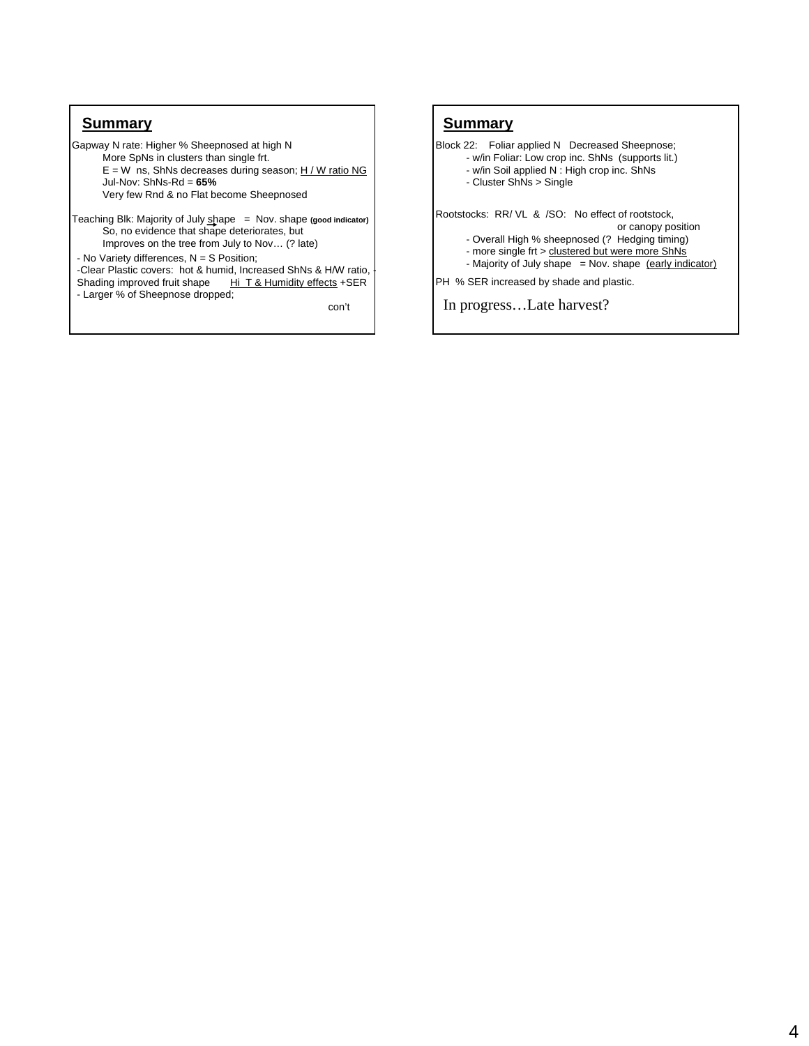## Summary

Gapway N rate: Higher % Sheepnosed at high N

- More SpNs in clusters than single frt.
- E = W ns, ShNs decreases during season; H / W ratio NG
- Jul-Nov: ShNs-Rd = **65%**
- Very few Rnd & no Flat become Sheepnosed

Teaching Blk: Majority of July shape → = Nov. shape **(good indicator)**

- So, no evidence that shape deteriorates, but
- Improves on the tree from July to Nov… (? late)

- No Variety differences, N = S Position;
- Clear Plastic covers: hot & humid, Increased ShNs & H/W ratio, -
- Shading improved fruit shape Hi T & Humidity effects +SER
- Larger % of Sheepnose dropped;

con't

## Summary

Block 22: Foliar applied N Decreased Sheepnose;

- w/in Foliar: Low crop inc. ShNs (supports lit.)
- w/in Soil applied N : High crop inc. ShNs
- Cluster ShNs > Single

Rootstocks: RR/ VL & /SO: No effect of rootstock, or canopy position

- Overall High % sheepnosed (? Hedging timing)
- more single frt > clustered but were more ShNs
- Majority of July shape = Nov. shape (early indicator)

PH % SER increased by shade and plastic.

In progress…Late harvest?